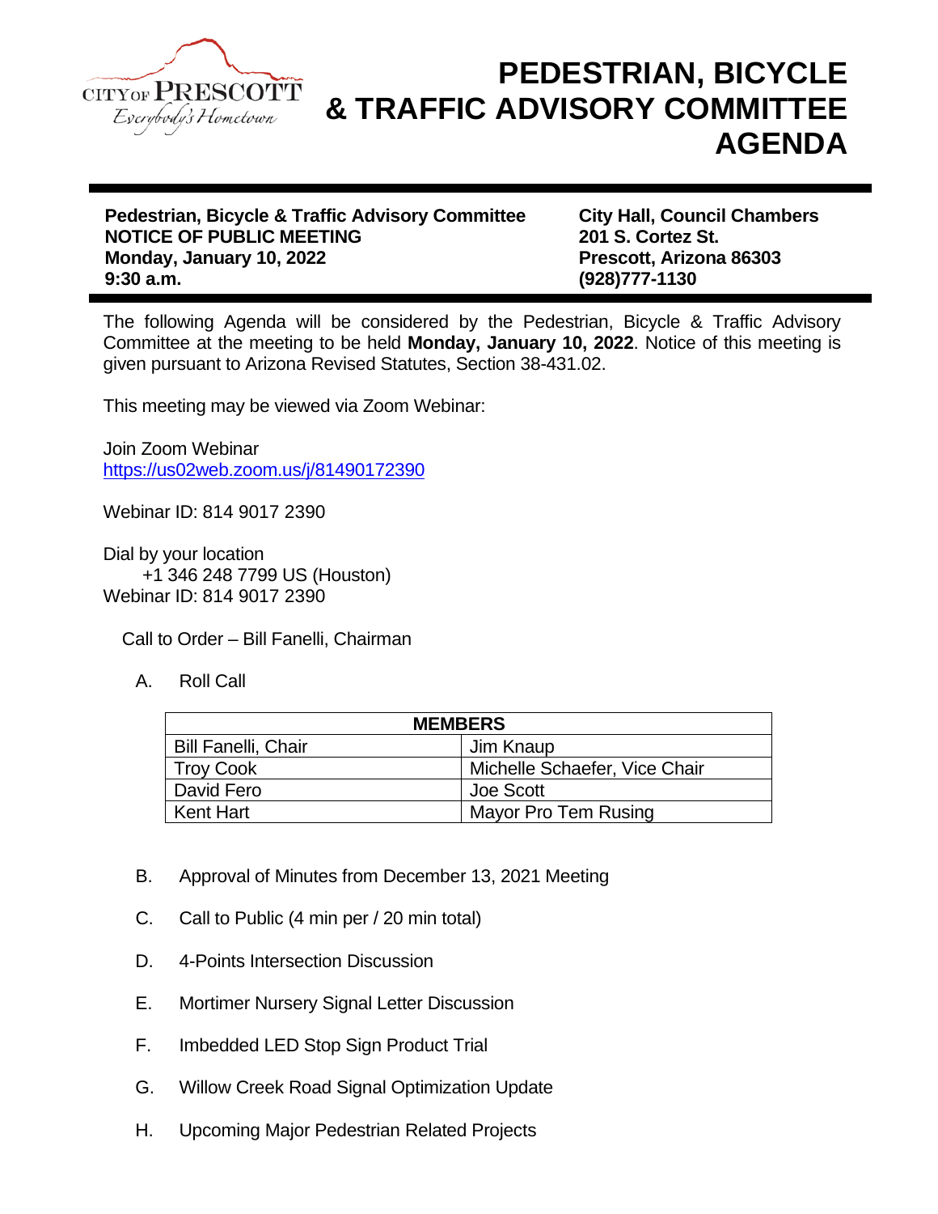CITY OF PRESCOTT
*Everybody's Hometown*

# PEDESTRIAN, BICYCLE & TRAFFIC ADVISORY COMMITTEE AGENDA

**Pedestrian, Bicycle & Traffic Advisory Committee**
**NOTICE OF PUBLIC MEETING**
**Monday, January 10, 2022**
**9:30 a.m.**

**City Hall, Council Chambers**
**201 S. Cortez St.**
**Prescott, Arizona 86303**
**(928)777-1130**

The following Agenda will be considered by the Pedestrian, Bicycle & Traffic Advisory Committee at the meeting to be held **Monday, January 10, 2022**. Notice of this meeting is given pursuant to Arizona Revised Statutes, Section 38-431.02.

This meeting may be viewed via Zoom Webinar:

Join Zoom Webinar
https://us02web.zoom.us/j/81490172390

Webinar ID: 814 9017 2390

Dial by your location
+1 346 248 7799 US (Houston)
Webinar ID: 814 9017 2390

Call to Order – Bill Fanelli, Chairman

A. Roll Call

| MEMBERS | |
|---|---|
| Bill Fanelli, Chair | Jim Knaup |
| Troy Cook | Michelle Schaefer, Vice Chair |
| David Fero | Joe Scott |
| Kent Hart | Mayor Pro Tem Rusing |

B. Approval of Minutes from December 13, 2021 Meeting

C. Call to Public (4 min per / 20 min total)

D. 4-Points Intersection Discussion

E. Mortimer Nursery Signal Letter Discussion

F. Imbedded LED Stop Sign Product Trial

G. Willow Creek Road Signal Optimization Update

H. Upcoming Major Pedestrian Related Projects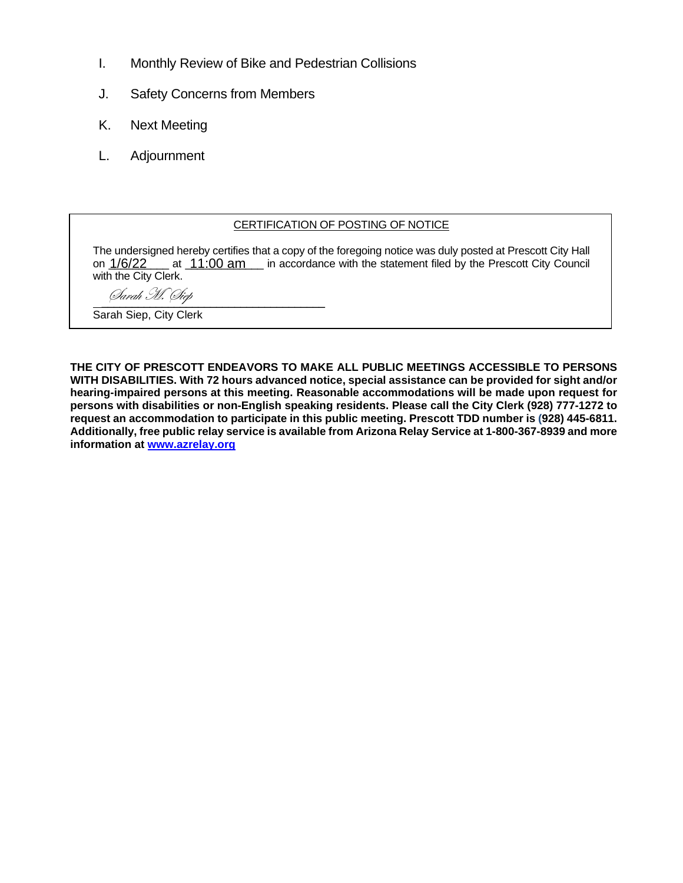I. Monthly Review of Bike and Pedestrian Collisions

J. Safety Concerns from Members

K. Next Meeting

L. Adjournment

CERTIFICATION OF POSTING OF NOTICE

The undersigned hereby certifies that a copy of the foregoing notice was duly posted at Prescott City Hall on 1/6/22 at 11:00 am in accordance with the statement filed by the Prescott City Council with the City Clerk.

*Sarah M. Siep*

Sarah Siep, City Clerk

**THE CITY OF PRESCOTT ENDEAVORS TO MAKE ALL PUBLIC MEETINGS ACCESSIBLE TO PERSONS WITH DISABILITIES. With 72 hours advanced notice, special assistance can be provided for sight and/or hearing-impaired persons at this meeting. Reasonable accommodations will be made upon request for persons with disabilities or non-English speaking residents. Please call the City Clerk (928) 777-1272 to request an accommodation to participate in this public meeting. Prescott TDD number is (928) 445-6811. Additionally, free public relay service is available from Arizona Relay Service at 1-800-367-8939 and more information at [www.azrelay.org](http://www.azrelay.org)**